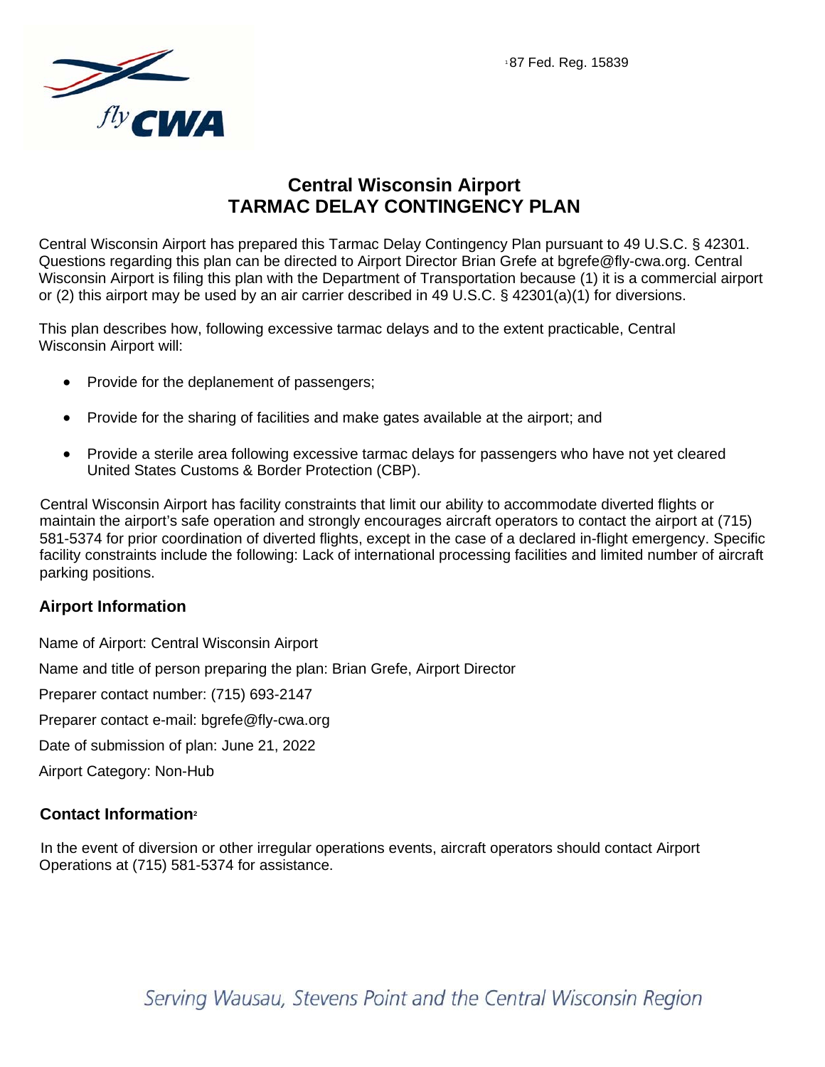fly CWA

[1] 87 Fed. Reg. 15839

# Central Wisconsin Airport
# TARMAC DELAY CONTINGENCY PLAN

Central Wisconsin Airport has prepared this Tarmac Delay Contingency Plan pursuant to 49 U.S.C. § 42301. Questions regarding this plan can be directed to Airport Director Brian Grefe at bgrefe@fly-cwa.org. Central Wisconsin Airport is filing this plan with the Department of Transportation because (1) it is a commercial airport or (2) this airport may be used by an air carrier described in 49 U.S.C. § 42301(a)(1) for diversions.

This plan describes how, following excessive tarmac delays and to the extent practicable, Central Wisconsin Airport will:

- Provide for the deplanement of passengers;
- Provide for the sharing of facilities and make gates available at the airport; and
- Provide a sterile area following excessive tarmac delays for passengers who have not yet cleared United States Customs & Border Protection (CBP).

Central Wisconsin Airport has facility constraints that limit our ability to accommodate diverted flights or maintain the airport's safe operation and strongly encourages aircraft operators to contact the airport at (715) 581-5374 for prior coordination of diverted flights, except in the case of a declared in-flight emergency. Specific facility constraints include the following: Lack of international processing facilities and limited number of aircraft parking positions.

## Airport Information

Name of Airport: Central Wisconsin Airport

Name and title of person preparing the plan: Brian Grefe, Airport Director

Preparer contact number: (715) 693-2147

Preparer contact e-mail: bgrefe@fly-cwa.org

Date of submission of plan: June 21, 2022

Airport Category: Non-Hub

## Contact Information[2]

In the event of diversion or other irregular operations events, aircraft operators should contact Airport Operations at (715) 581-5374 for assistance.

*Serving Wausau, Stevens Point and the Central Wisconsin Region*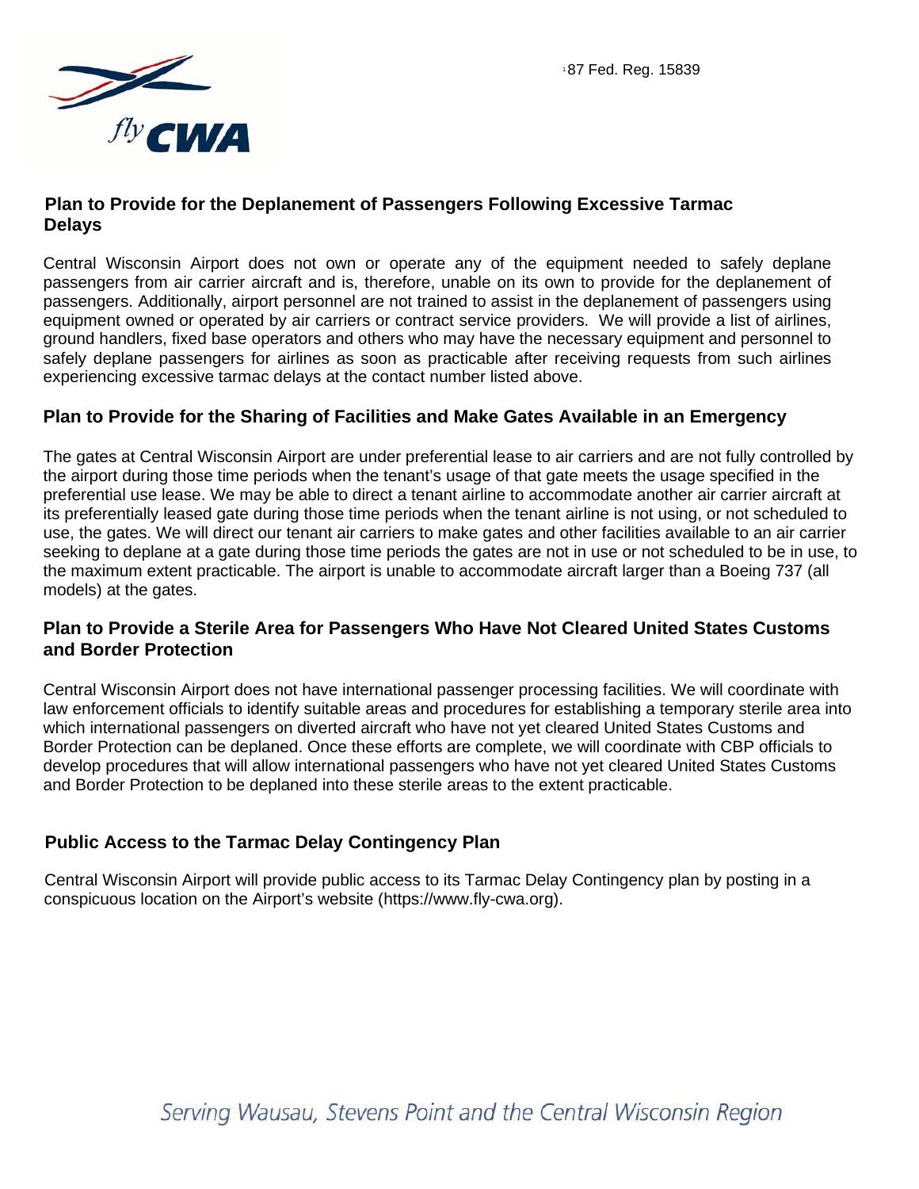[1]87 Fed. Reg. 15839

## Plan to Provide for the Deplanement of Passengers Following Excessive Tarmac Delays

Central Wisconsin Airport does not own or operate any of the equipment needed to safely deplane passengers from air carrier aircraft and is, therefore, unable on its own to provide for the deplanement of passengers. Additionally, airport personnel are not trained to assist in the deplanement of passengers using equipment owned or operated by air carriers or contract service providers. We will provide a list of airlines, ground handlers, fixed base operators and others who may have the necessary equipment and personnel to safely deplane passengers for airlines as soon as practicable after receiving requests from such airlines experiencing excessive tarmac delays at the contact number listed above.

## Plan to Provide for the Sharing of Facilities and Make Gates Available in an Emergency

The gates at Central Wisconsin Airport are under preferential lease to air carriers and are not fully controlled by the airport during those time periods when the tenant's usage of that gate meets the usage specified in the preferential use lease. We may be able to direct a tenant airline to accommodate another air carrier aircraft at its preferentially leased gate during those time periods when the tenant airline is not using, or not scheduled to use, the gates. We will direct our tenant air carriers to make gates and other facilities available to an air carrier seeking to deplane at a gate during those time periods the gates are not in use or not scheduled to be in use, to the maximum extent practicable. The airport is unable to accommodate aircraft larger than a Boeing 737 (all models) at the gates.

## Plan to Provide a Sterile Area for Passengers Who Have Not Cleared United States Customs and Border Protection

Central Wisconsin Airport does not have international passenger processing facilities. We will coordinate with law enforcement officials to identify suitable areas and procedures for establishing a temporary sterile area into which international passengers on diverted aircraft who have not yet cleared United States Customs and Border Protection can be deplaned. Once these efforts are complete, we will coordinate with CBP officials to develop procedures that will allow international passengers who have not yet cleared United States Customs and Border Protection to be deplaned into these sterile areas to the extent practicable.

## Public Access to the Tarmac Delay Contingency Plan

Central Wisconsin Airport will provide public access to its Tarmac Delay Contingency plan by posting in a conspicuous location on the Airport's website (https://www.fly-cwa.org).